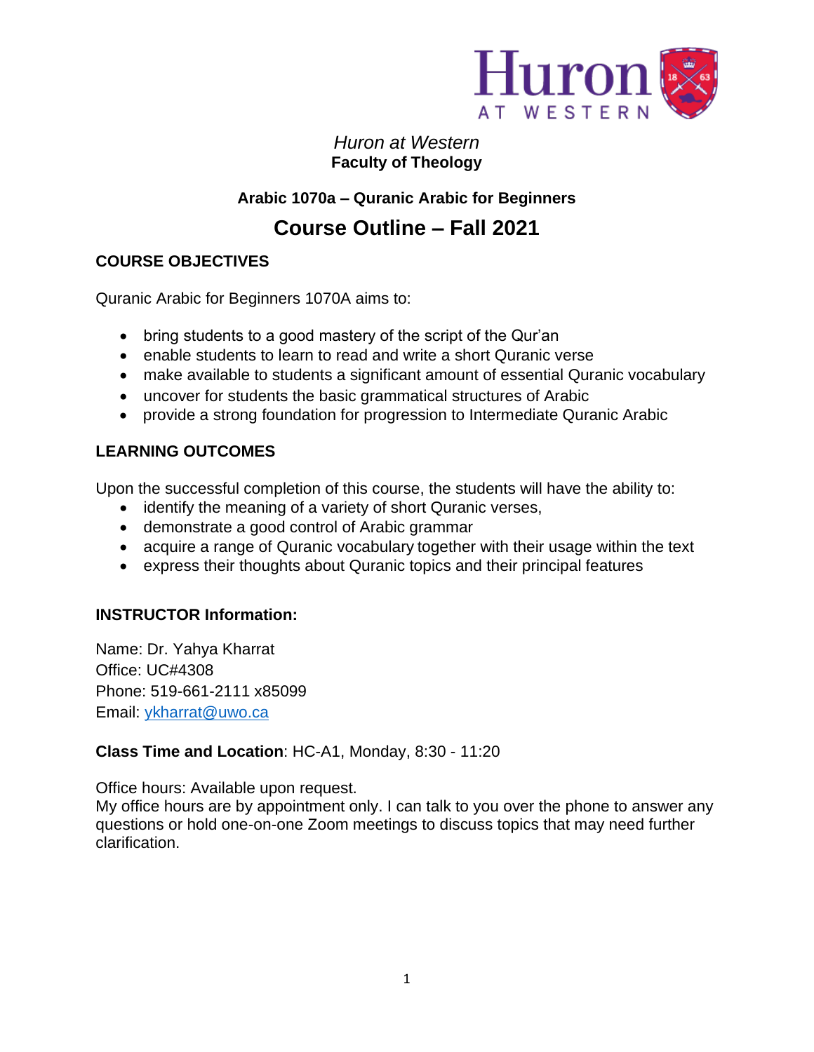*Huron at Western*
**Faculty of Theology**

**Arabic 1070a – Quranic Arabic for Beginners**

# Course Outline – Fall 2021

## COURSE OBJECTIVES

Quranic Arabic for Beginners 1070A aims to:

- bring students to a good mastery of the script of the Qur'an
- enable students to learn to read and write a short Quranic verse
- make available to students a significant amount of essential Quranic vocabulary
- uncover for students the basic grammatical structures of Arabic
- provide a strong foundation for progression to Intermediate Quranic Arabic

## LEARNING OUTCOMES

Upon the successful completion of this course, the students will have the ability to:

- identify the meaning of a variety of short Quranic verses,
- demonstrate a good control of Arabic grammar
- acquire a range of Quranic vocabulary together with their usage within the text
- express their thoughts about Quranic topics and their principal features

## INSTRUCTOR Information:

Name: Dr. Yahya Kharrat
Office: UC#4308
Phone: 519-661-2111 x85099
Email: [ykharrat@uwo.ca](mailto:ykharrat@uwo.ca)

**Class Time and Location**: HC-A1, Monday, 8:30 - 11:20

Office hours: Available upon request.
My office hours are by appointment only. I can talk to you over the phone to answer any questions or hold one-on-one Zoom meetings to discuss topics that may need further clarification.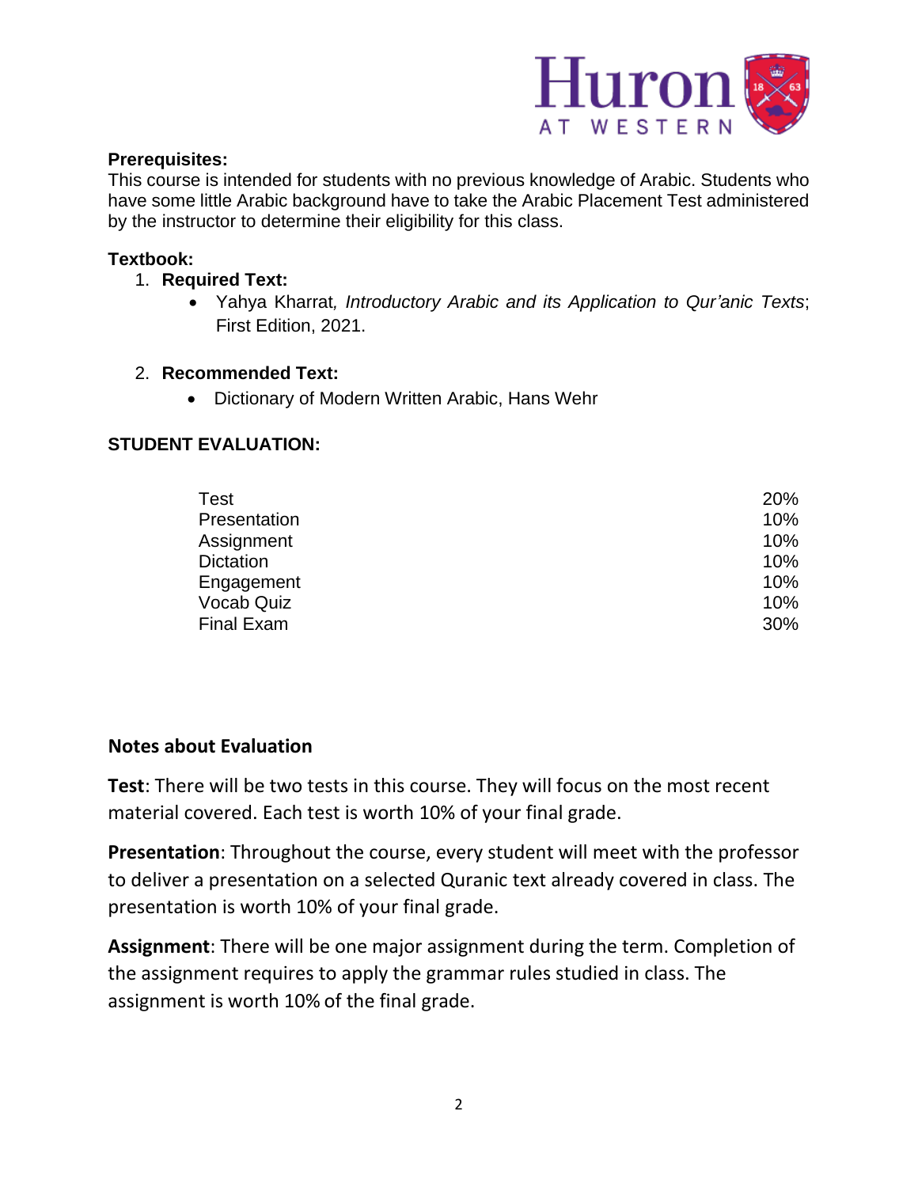**Prerequisites:**
This course is intended for students with no previous knowledge of Arabic. Students who have some little Arabic background have to take the Arabic Placement Test administered by the instructor to determine their eligibility for this class.

**Textbook:**

1. **Required Text:**
   - Yahya Kharrat*, Introductory Arabic and its Application to Qur'anic Texts*; First Edition, 2021.

2. **Recommended Text:**
   - Dictionary of Modern Written Arabic, Hans Wehr

**STUDENT EVALUATION:**

| | |
|---|---|
| Test | 20% |
| Presentation | 10% |
| Assignment | 10% |
| Dictation | 10% |
| Engagement | 10% |
| Vocab Quiz | 10% |
| Final Exam | 30% |

**Notes about Evaluation**

**Test**: There will be two tests in this course. They will focus on the most recent material covered. Each test is worth 10% of your final grade.

**Presentation**: Throughout the course, every student will meet with the professor to deliver a presentation on a selected Quranic text already covered in class. The presentation is worth 10% of your final grade.

**Assignment**: There will be one major assignment during the term. Completion of the assignment requires to apply the grammar rules studied in class. The assignment is worth 10% of the final grade.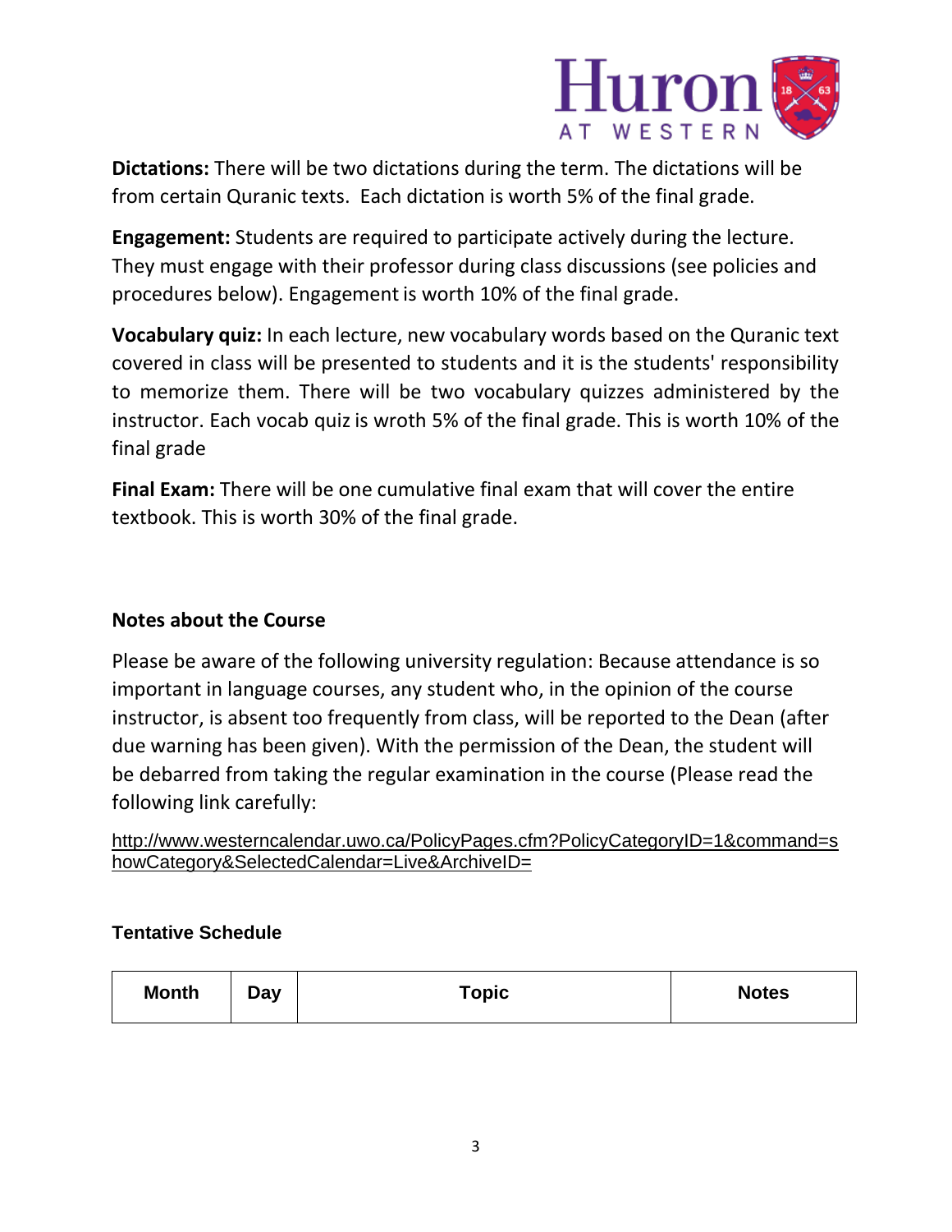**Dictations:** There will be two dictations during the term. The dictations will be from certain Quranic texts. Each dictation is worth 5% of the final grade.

**Engagement:** Students are required to participate actively during the lecture. They must engage with their professor during class discussions (see policies and procedures below). Engagement is worth 10% of the final grade.

**Vocabulary quiz:** In each lecture, new vocabulary words based on the Quranic text covered in class will be presented to students and it is the students' responsibility to memorize them. There will be two vocabulary quizzes administered by the instructor. Each vocab quiz is wroth 5% of the final grade. This is worth 10% of the final grade

**Final Exam:** There will be one cumulative final exam that will cover the entire textbook. This is worth 30% of the final grade.

### Notes about the Course

Please be aware of the following university regulation: Because attendance is so important in language courses, any student who, in the opinion of the course instructor, is absent too frequently from class, will be reported to the Dean (after due warning has been given). With the permission of the Dean, the student will be debarred from taking the regular examination in the course (Please read the following link carefully:

http://www.westerncalendar.uwo.ca/PolicyPages.cfm?PolicyCategoryID=1&command=showCategory&SelectedCalendar=Live&ArchiveID=

### Tentative Schedule

| Month | Day | Topic | Notes |
|---|---|---|---|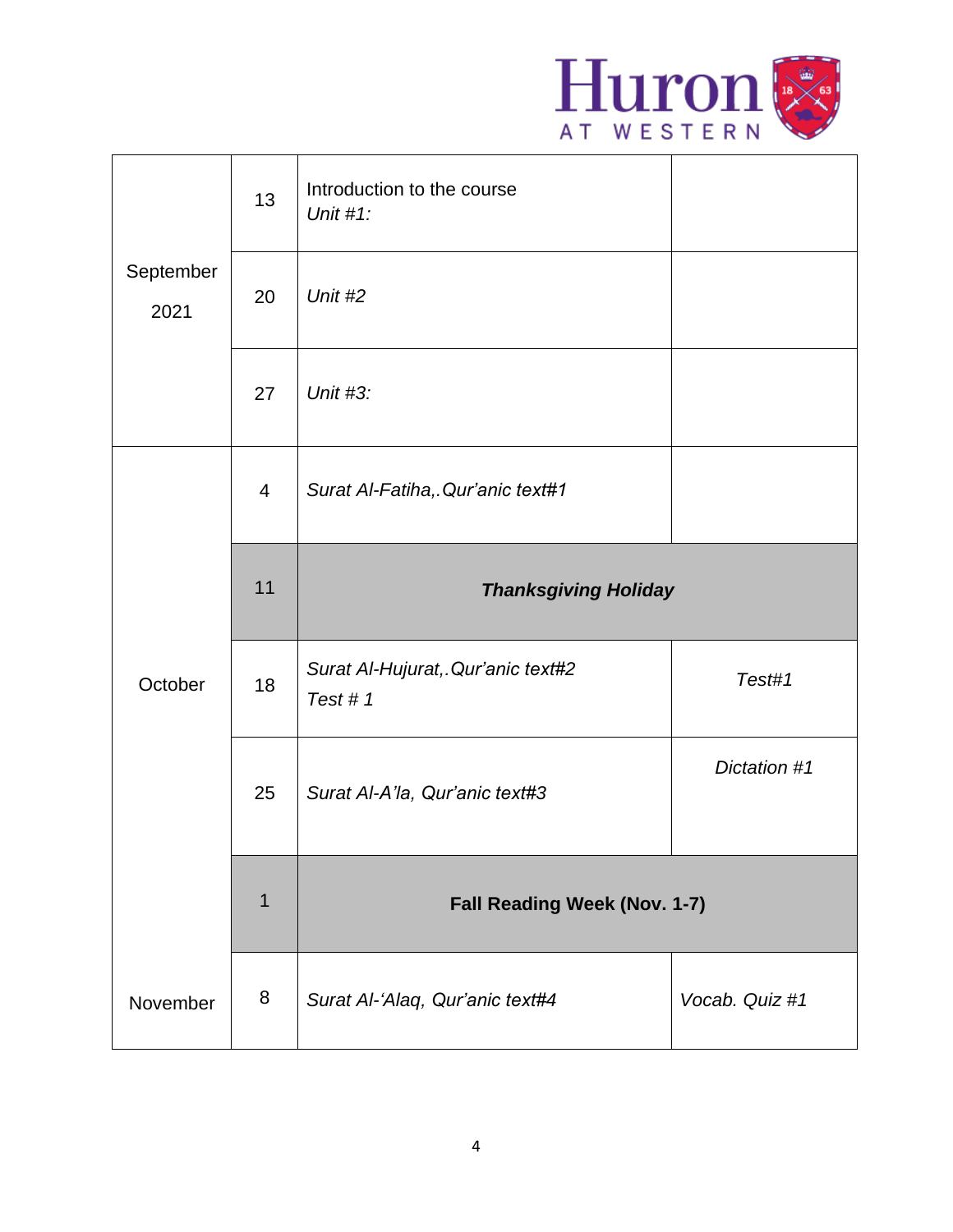| | | | |
|---|---|---|---|
| September 2021 | 13 | Introduction to the course<br>*Unit #1:* | |
| | 20 | *Unit #2* | |
| | 27 | *Unit #3:* | |
| October | 4 | *Surat Al-Fatiha,.Qur'anic text#1* | |
| | 11 | ***Thanksgiving Holiday*** | |
| | 18 | *Surat Al-Hujurat,.Qur'anic text#2*<br>*Test # 1* | *Test#1* |
| | 25 | *Surat Al-A'la, Qur'anic text#3* | *Dictation #1* |
| November | 1 | **Fall Reading Week (Nov. 1-7)** | |
| | 8 | *Surat Al-'Alaq, Qur'anic text#4* | *Vocab. Quiz #1* |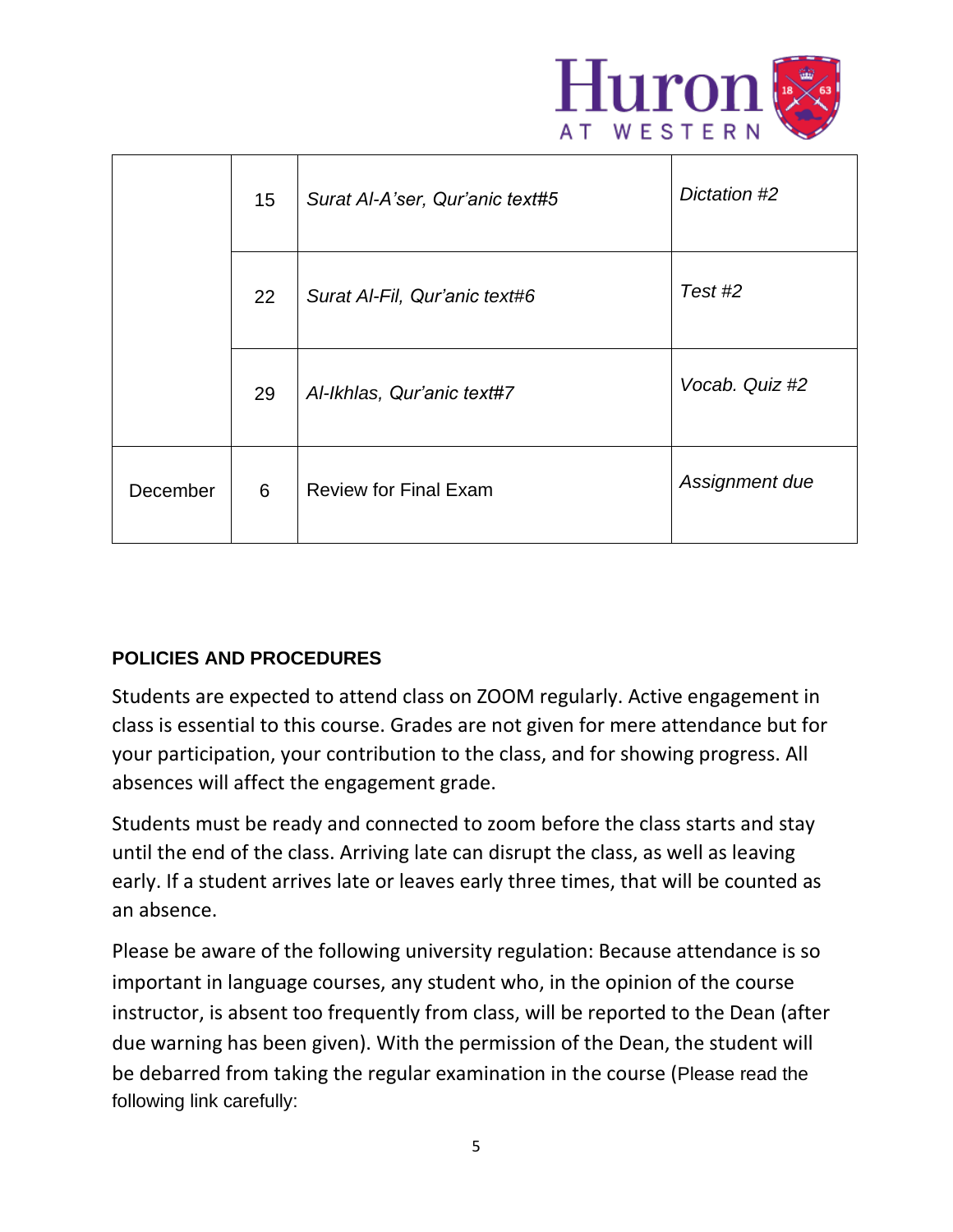| | | | |
|---|---|---|---|
| | 15 | *Surat Al-A'ser, Qur'anic text#5* | *Dictation #2* |
| | 22 | *Surat Al-Fil, Qur'anic text#6* | *Test #2* |
| | 29 | *Al-Ikhlas, Qur'anic text#7* | *Vocab. Quiz #2* |
| December | 6 | Review for Final Exam | *Assignment due* |

**POLICIES AND PROCEDURES**

Students are expected to attend class on ZOOM regularly. Active engagement in class is essential to this course. Grades are not given for mere attendance but for your participation, your contribution to the class, and for showing progress. All absences will affect the engagement grade.

Students must be ready and connected to zoom before the class starts and stay until the end of the class. Arriving late can disrupt the class, as well as leaving early. If a student arrives late or leaves early three times, that will be counted as an absence.

Please be aware of the following university regulation: Because attendance is so important in language courses, any student who, in the opinion of the course instructor, is absent too frequently from class, will be reported to the Dean (after due warning has been given). With the permission of the Dean, the student will be debarred from taking the regular examination in the course (Please read the following link carefully: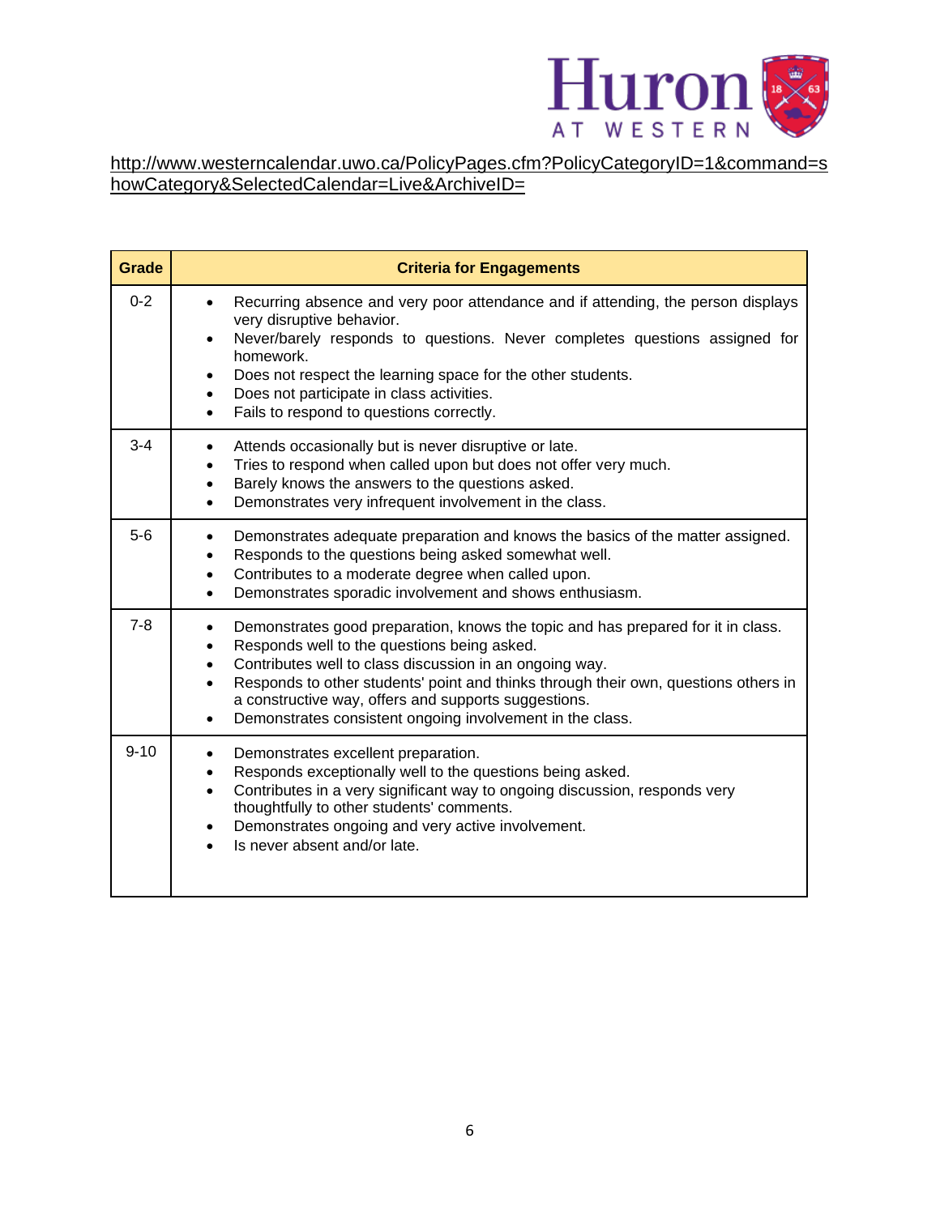http://www.westerncalendar.uwo.ca/PolicyPages.cfm?PolicyCategoryID=1&command=showCategory&SelectedCalendar=Live&ArchiveID=

| Grade | Criteria for Engagements |
|---|---|
| 0-2 | • Recurring absence and very poor attendance and if attending, the person displays very disruptive behavior.<br>• Never/barely responds to questions. Never completes questions assigned for homework.<br>• Does not respect the learning space for the other students.<br>• Does not participate in class activities.<br>• Fails to respond to questions correctly. |
| 3-4 | • Attends occasionally but is never disruptive or late.<br>• Tries to respond when called upon but does not offer very much.<br>• Barely knows the answers to the questions asked.<br>• Demonstrates very infrequent involvement in the class. |
| 5-6 | • Demonstrates adequate preparation and knows the basics of the matter assigned.<br>• Responds to the questions being asked somewhat well.<br>• Contributes to a moderate degree when called upon.<br>• Demonstrates sporadic involvement and shows enthusiasm. |
| 7-8 | • Demonstrates good preparation, knows the topic and has prepared for it in class.<br>• Responds well to the questions being asked.<br>• Contributes well to class discussion in an ongoing way.<br>• Responds to other students' point and thinks through their own, questions others in a constructive way, offers and supports suggestions.<br>• Demonstrates consistent ongoing involvement in the class. |
| 9-10 | • Demonstrates excellent preparation.<br>• Responds exceptionally well to the questions being asked.<br>• Contributes in a very significant way to ongoing discussion, responds very thoughtfully to other students' comments.<br>• Demonstrates ongoing and very active involvement.<br>• Is never absent and/or late. |